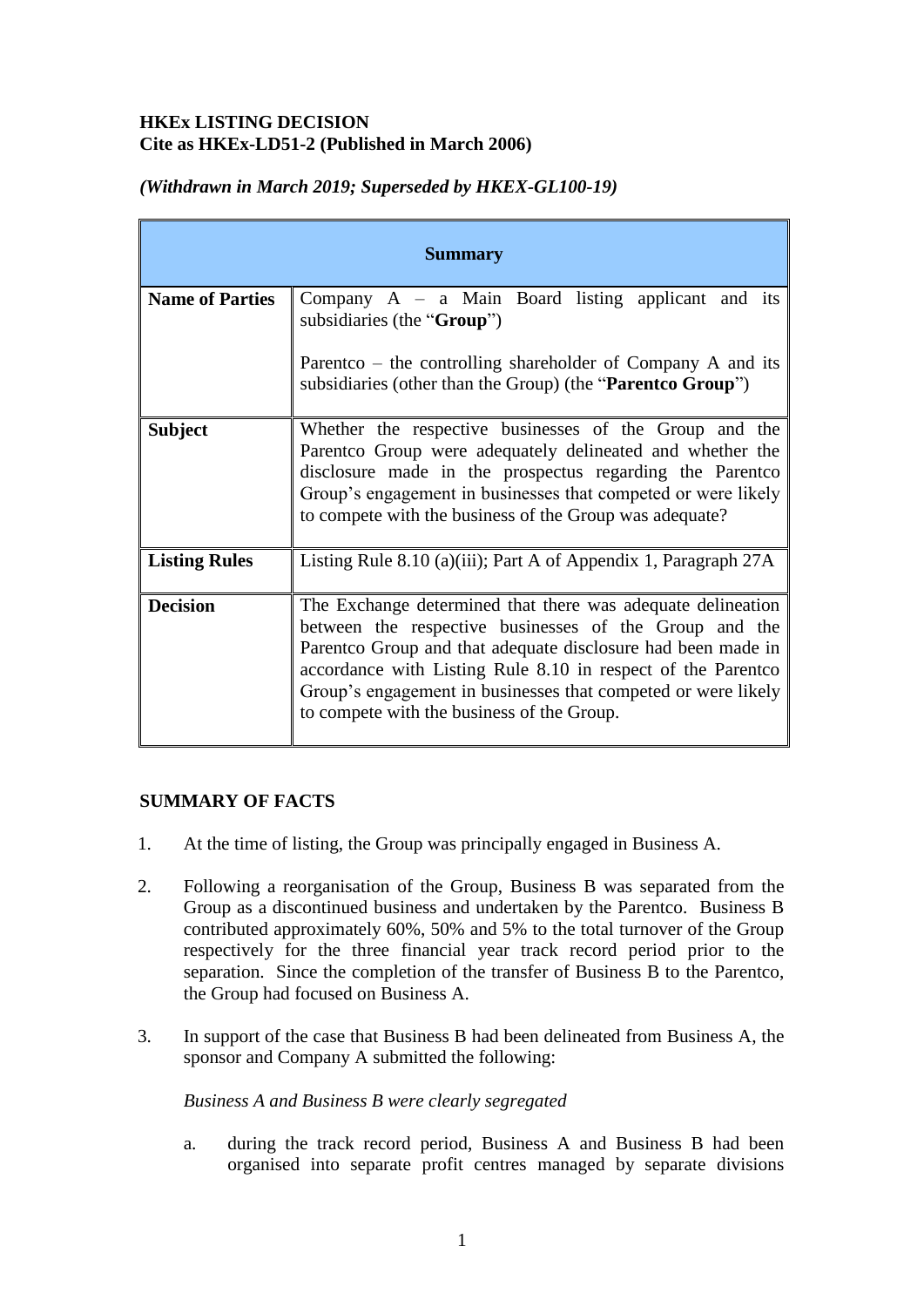**HKEx LISTING DECISION**
**Cite as HKEx-LD51-2 (Published in March 2006)**

***(Withdrawn in March 2019; Superseded by HKEX-GL100-19)***

| **Summary** | |
|---|---|
| **Name of Parties** | Company A – a Main Board listing applicant and its subsidiaries (the "**Group**")<br><br>Parentco – the controlling shareholder of Company A and its subsidiaries (other than the Group) (the "**Parentco Group**") |
| **Subject** | Whether the respective businesses of the Group and the Parentco Group were adequately delineated and whether the disclosure made in the prospectus regarding the Parentco Group's engagement in businesses that competed or were likely to compete with the business of the Group was adequate? |
| **Listing Rules** | Listing Rule 8.10 (a)(iii); Part A of Appendix 1, Paragraph 27A |
| **Decision** | The Exchange determined that there was adequate delineation between the respective businesses of the Group and the Parentco Group and that adequate disclosure had been made in accordance with Listing Rule 8.10 in respect of the Parentco Group's engagement in businesses that competed or were likely to compete with the business of the Group. |

**SUMMARY OF FACTS**

1. At the time of listing, the Group was principally engaged in Business A.

2. Following a reorganisation of the Group, Business B was separated from the Group as a discontinued business and undertaken by the Parentco. Business B contributed approximately 60%, 50% and 5% to the total turnover of the Group respectively for the three financial year track record period prior to the separation. Since the completion of the transfer of Business B to the Parentco, the Group had focused on Business A.

3. In support of the case that Business B had been delineated from Business A, the sponsor and Company A submitted the following:

   *Business A and Business B were clearly segregated*

   a. during the track record period, Business A and Business B had been organised into separate profit centres managed by separate divisions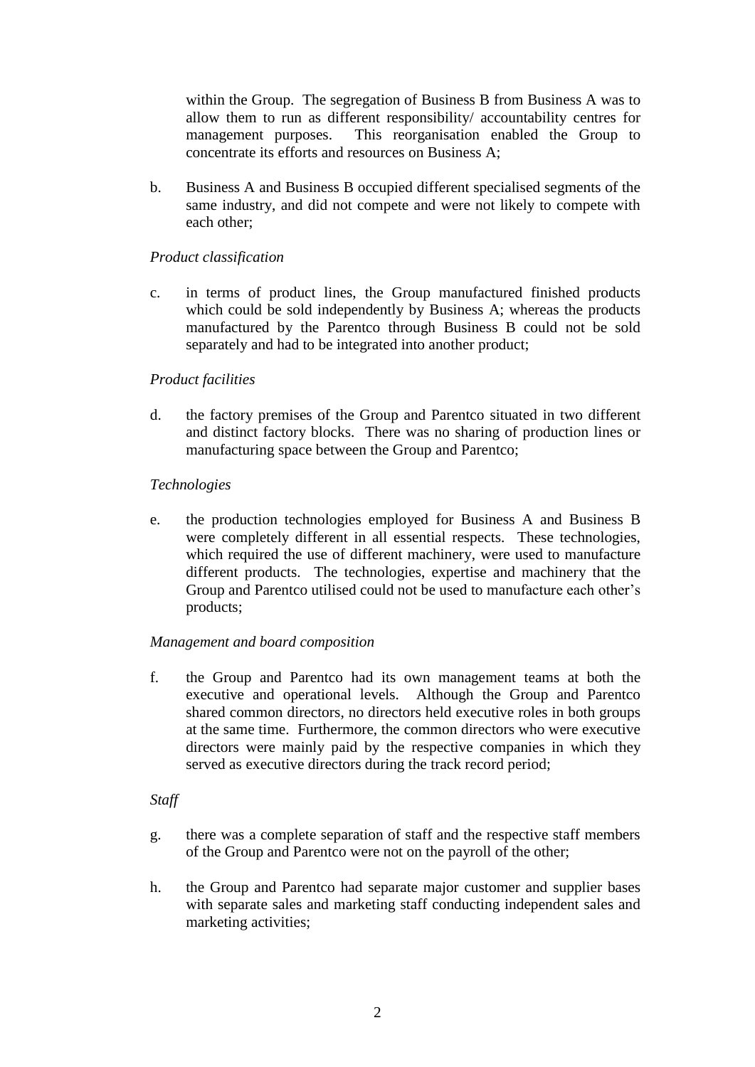within the Group. The segregation of Business B from Business A was to allow them to run as different responsibility/ accountability centres for management purposes. This reorganisation enabled the Group to concentrate its efforts and resources on Business A;

b. Business A and Business B occupied different specialised segments of the same industry, and did not compete and were not likely to compete with each other;

*Product classification*

c. in terms of product lines, the Group manufactured finished products which could be sold independently by Business A; whereas the products manufactured by the Parentco through Business B could not be sold separately and had to be integrated into another product;

*Product facilities*

d. the factory premises of the Group and Parentco situated in two different and distinct factory blocks. There was no sharing of production lines or manufacturing space between the Group and Parentco;

*Technologies*

e. the production technologies employed for Business A and Business B were completely different in all essential respects. These technologies, which required the use of different machinery, were used to manufacture different products. The technologies, expertise and machinery that the Group and Parentco utilised could not be used to manufacture each other's products;

*Management and board composition*

f. the Group and Parentco had its own management teams at both the executive and operational levels. Although the Group and Parentco shared common directors, no directors held executive roles in both groups at the same time. Furthermore, the common directors who were executive directors were mainly paid by the respective companies in which they served as executive directors during the track record period;

*Staff*

g. there was a complete separation of staff and the respective staff members of the Group and Parentco were not on the payroll of the other;

h. the Group and Parentco had separate major customer and supplier bases with separate sales and marketing staff conducting independent sales and marketing activities;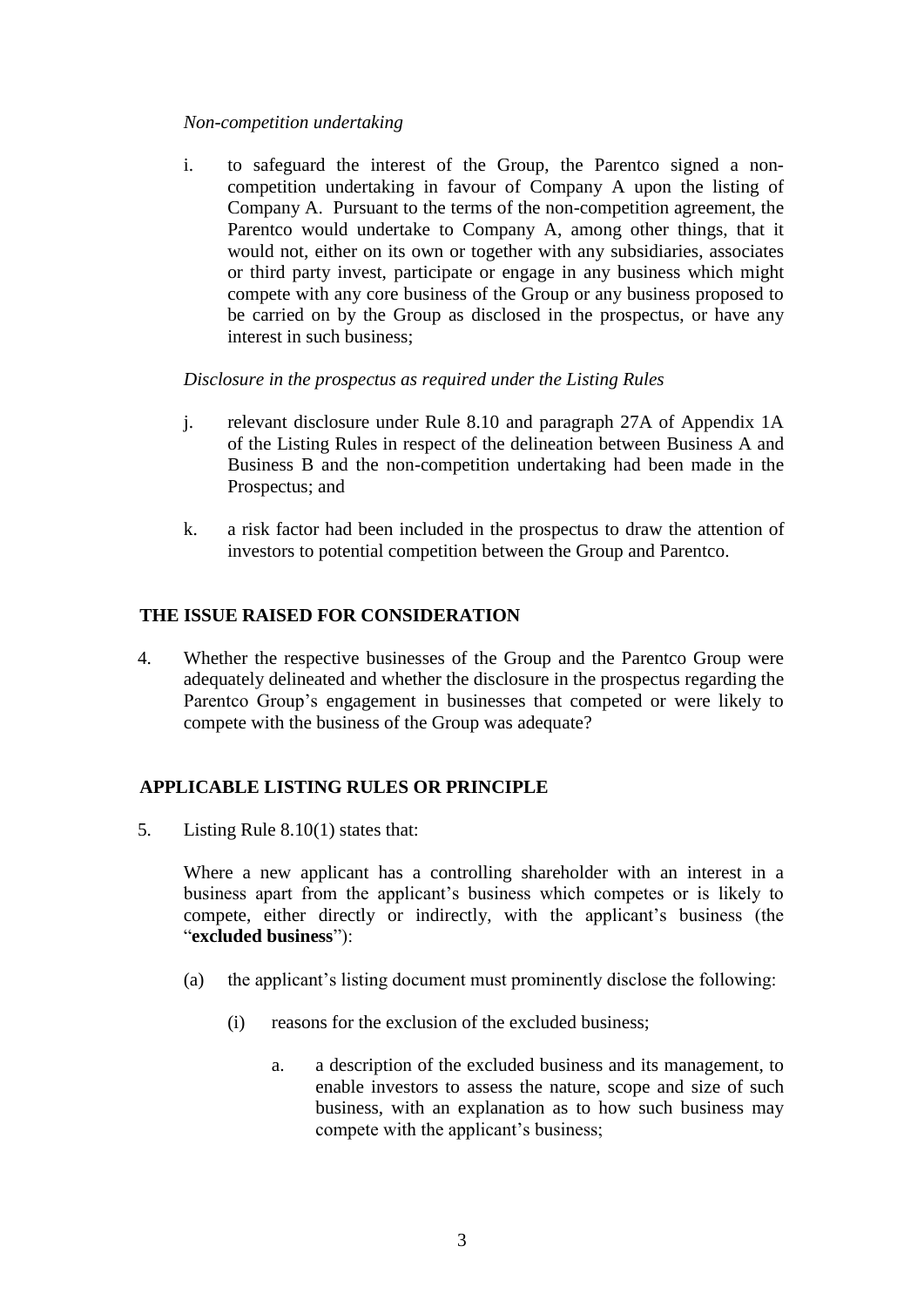*Non-competition undertaking*

i. to safeguard the interest of the Group, the Parentco signed a non-competition undertaking in favour of Company A upon the listing of Company A. Pursuant to the terms of the non-competition agreement, the Parentco would undertake to Company A, among other things, that it would not, either on its own or together with any subsidiaries, associates or third party invest, participate or engage in any business which might compete with any core business of the Group or any business proposed to be carried on by the Group as disclosed in the prospectus, or have any interest in such business;

*Disclosure in the prospectus as required under the Listing Rules*

j. relevant disclosure under Rule 8.10 and paragraph 27A of Appendix 1A of the Listing Rules in respect of the delineation between Business A and Business B and the non-competition undertaking had been made in the Prospectus; and

k. a risk factor had been included in the prospectus to draw the attention of investors to potential competition between the Group and Parentco.

## THE ISSUE RAISED FOR CONSIDERATION

4. Whether the respective businesses of the Group and the Parentco Group were adequately delineated and whether the disclosure in the prospectus regarding the Parentco Group's engagement in businesses that competed or were likely to compete with the business of the Group was adequate?

## APPLICABLE LISTING RULES OR PRINCIPLE

5. Listing Rule 8.10(1) states that:

   Where a new applicant has a controlling shareholder with an interest in a business apart from the applicant's business which competes or is likely to compete, either directly or indirectly, with the applicant's business (the "**excluded business**"):

   (a) the applicant's listing document must prominently disclose the following:

      (i) reasons for the exclusion of the excluded business;

         a. a description of the excluded business and its management, to enable investors to assess the nature, scope and size of such business, with an explanation as to how such business may compete with the applicant's business;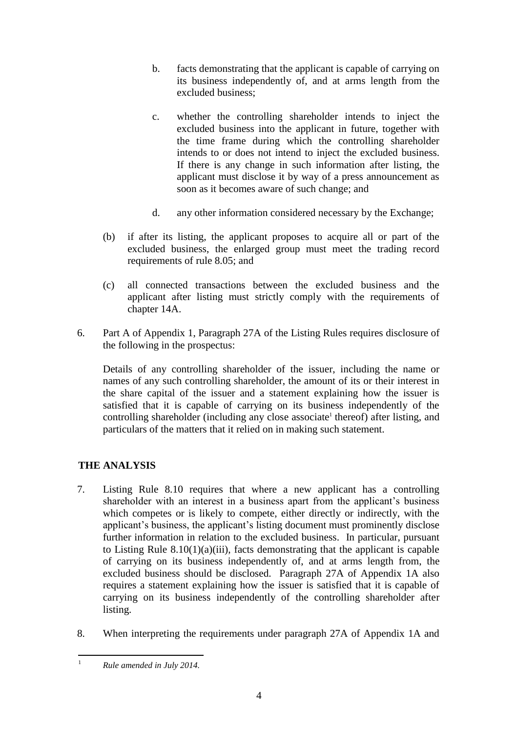b. facts demonstrating that the applicant is capable of carrying on its business independently of, and at arms length from the excluded business;

c. whether the controlling shareholder intends to inject the excluded business into the applicant in future, together with the time frame during which the controlling shareholder intends to or does not intend to inject the excluded business. If there is any change in such information after listing, the applicant must disclose it by way of a press announcement as soon as it becomes aware of such change; and

d. any other information considered necessary by the Exchange;

(b) if after its listing, the applicant proposes to acquire all or part of the excluded business, the enlarged group must meet the trading record requirements of rule 8.05; and

(c) all connected transactions between the excluded business and the applicant after listing must strictly comply with the requirements of chapter 14A.

6. Part A of Appendix 1, Paragraph 27A of the Listing Rules requires disclosure of the following in the prospectus:

   Details of any controlling shareholder of the issuer, including the name or names of any such controlling shareholder, the amount of its or their interest in the share capital of the issuer and a statement explaining how the issuer is satisfied that it is capable of carrying on its business independently of the controlling shareholder (including any close associate[1] thereof) after listing, and particulars of the matters that it relied on in making such statement.

## THE ANALYSIS

7. Listing Rule 8.10 requires that where a new applicant has a controlling shareholder with an interest in a business apart from the applicant's business which competes or is likely to compete, either directly or indirectly, with the applicant's business, the applicant's listing document must prominently disclose further information in relation to the excluded business. In particular, pursuant to Listing Rule 8.10(1)(a)(iii), facts demonstrating that the applicant is capable of carrying on its business independently of, and at arms length from, the excluded business should be disclosed. Paragraph 27A of Appendix 1A also requires a statement explaining how the issuer is satisfied that it is capable of carrying on its business independently of the controlling shareholder after listing.

8. When interpreting the requirements under paragraph 27A of Appendix 1A and

[1] *Rule amended in July 2014.*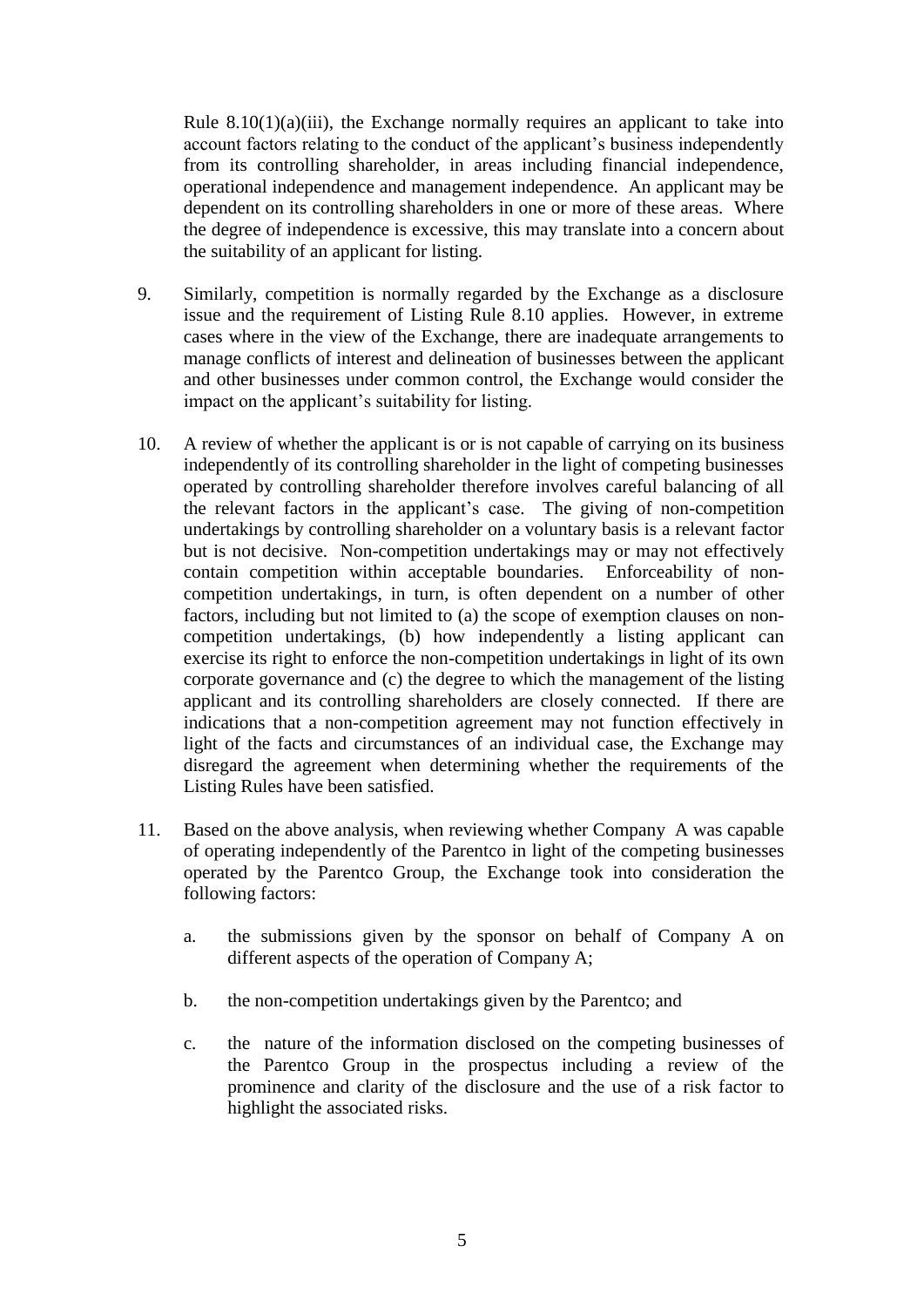Rule 8.10(1)(a)(iii), the Exchange normally requires an applicant to take into account factors relating to the conduct of the applicant's business independently from its controlling shareholder, in areas including financial independence, operational independence and management independence. An applicant may be dependent on its controlling shareholders in one or more of these areas. Where the degree of independence is excessive, this may translate into a concern about the suitability of an applicant for listing.

9. Similarly, competition is normally regarded by the Exchange as a disclosure issue and the requirement of Listing Rule 8.10 applies. However, in extreme cases where in the view of the Exchange, there are inadequate arrangements to manage conflicts of interest and delineation of businesses between the applicant and other businesses under common control, the Exchange would consider the impact on the applicant's suitability for listing.

10. A review of whether the applicant is or is not capable of carrying on its business independently of its controlling shareholder in the light of competing businesses operated by controlling shareholder therefore involves careful balancing of all the relevant factors in the applicant's case. The giving of non-competition undertakings by controlling shareholder on a voluntary basis is a relevant factor but is not decisive. Non-competition undertakings may or may not effectively contain competition within acceptable boundaries. Enforceability of non-competition undertakings, in turn, is often dependent on a number of other factors, including but not limited to (a) the scope of exemption clauses on non-competition undertakings, (b) how independently a listing applicant can exercise its right to enforce the non-competition undertakings in light of its own corporate governance and (c) the degree to which the management of the listing applicant and its controlling shareholders are closely connected. If there are indications that a non-competition agreement may not function effectively in light of the facts and circumstances of an individual case, the Exchange may disregard the agreement when determining whether the requirements of the Listing Rules have been satisfied.

11. Based on the above analysis, when reviewing whether Company A was capable of operating independently of the Parentco in light of the competing businesses operated by the Parentco Group, the Exchange took into consideration the following factors:

    a. the submissions given by the sponsor on behalf of Company A on different aspects of the operation of Company A;

    b. the non-competition undertakings given by the Parentco; and

    c. the nature of the information disclosed on the competing businesses of the Parentco Group in the prospectus including a review of the prominence and clarity of the disclosure and the use of a risk factor to highlight the associated risks.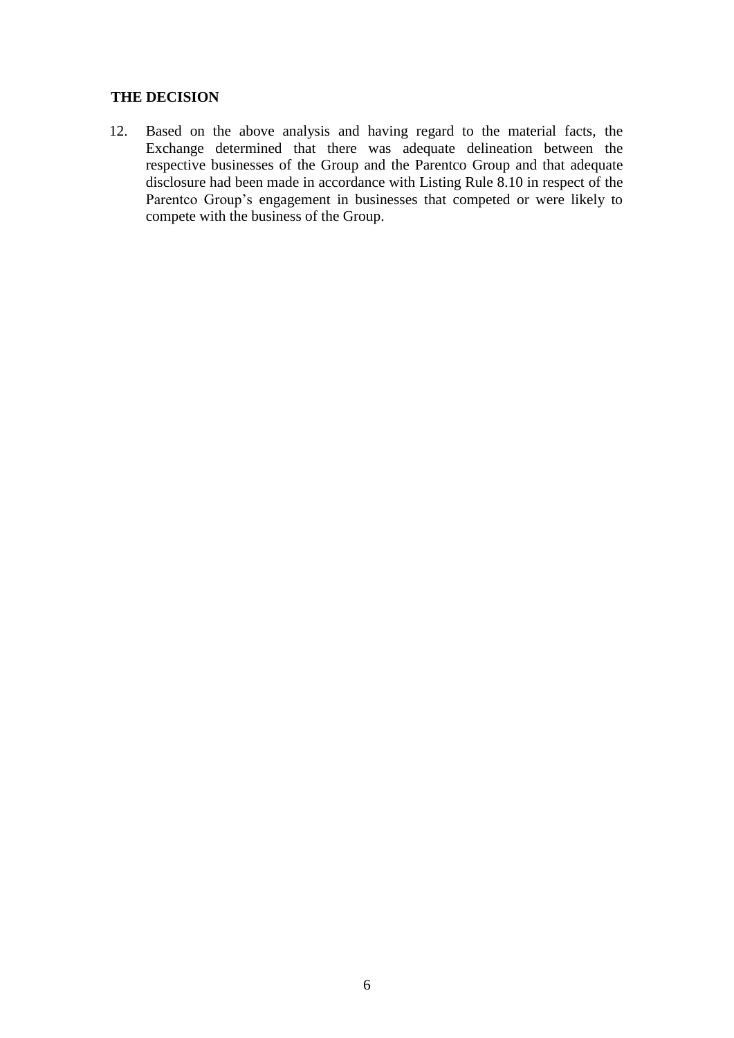## THE DECISION

12. Based on the above analysis and having regard to the material facts, the Exchange determined that there was adequate delineation between the respective businesses of the Group and the Parentco Group and that adequate disclosure had been made in accordance with Listing Rule 8.10 in respect of the Parentco Group's engagement in businesses that competed or were likely to compete with the business of the Group.